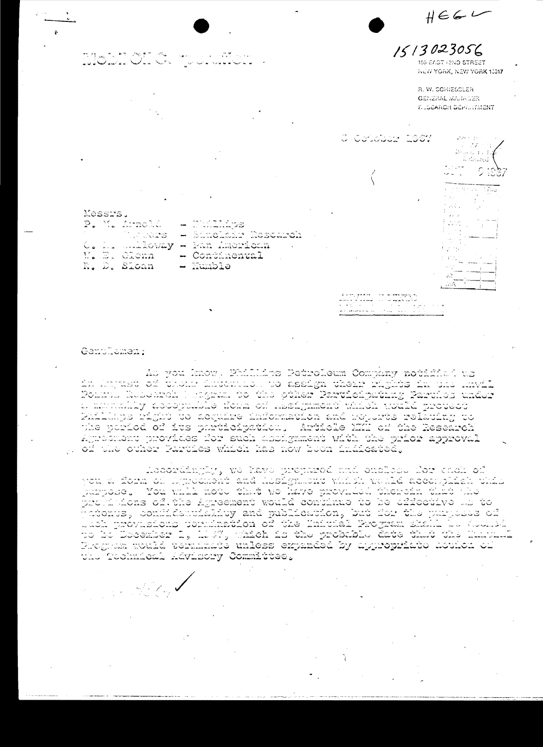HEGL

1513023056

Mobil Oil Corporation

150 EAST 42ND STREET
NEW YORK, NEW YORK 10017

R. W. SCHIESSLER
GENERAL MANAGER
RESEARCH DEPARTMENT

3 October 1967

Messrs.
P. M. Arnold - Phillips
[illegible] - Sinclair Research
C. [illegible]lloway - Pan American
W. E. Glenn - Continental
R. D. Sloan - Humble

Gentlemen:

As you know, Phillips Petroleum Company notified us in August of their intention to assign their rights in the Anvil Points Research Program to the other Participating Parties under a mutually acceptable form of assignment which would protect Phillips right to acquire information and reports relating to the period of its participation. Article XXI of the Research Agreement provides for such assignment with the prior approval of the other Parties which has now been indicated.

Accordingly, we have prepared and enclose for each of you a form of Agreement and Assignment which would accomplish this purpose. You will note that we have provided therein that the provisions of the Agreement would continue to be effective as to patents, confidentiality and publication, but for the purposes of such provisions termination of the Initial Program shall be deemed to be December 1, 1967, which is the probable date that the Initial Program would terminate unless expanded by appropriate action of the Technical Advisory Committee.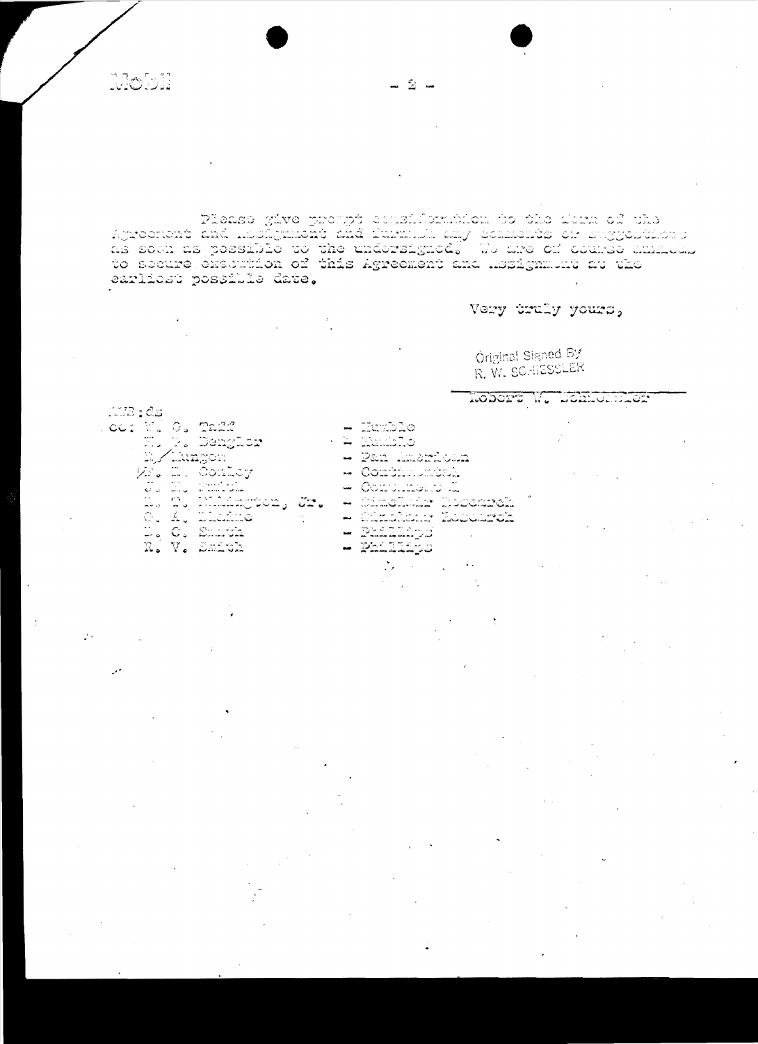Mobil

Please give prompt consideration to the form of the Agreement and Assignment and furnish any comments or suggestions as soon as possible to the undersigned. We are of course anxious to secure execution of this Agreement and Assignment at the earliest possible date.

Very truly yours,

Original Signed By
R. W. SCHIESSLER

Robert W. Schiessler

RWS:ds

cc: W. O. Taff - Humble
H. P. Dengler - Humble
R. Munger - Pan American
Mr. H. Conley - Continental
J. H. Finch - Continental
L. T. Pilkington, Jr. - Sinclair Research
C. A. Blaine - Sinclair Research
D. C. Smith - Phillips
R. V. Smith - Phillips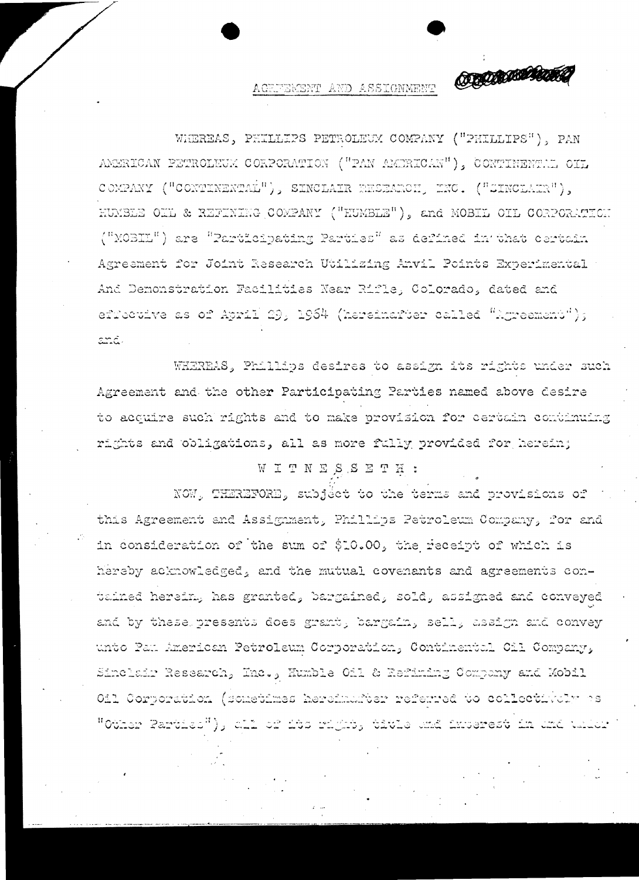# AGREEMENT AND ASSIGNMENT

WHEREAS, PHILLIPS PETROLEUM COMPANY ("PHILLIPS"), PAN AMERICAN PETROLEUM CORPORATION ("PAN AMERICAN"), CONTINENTAL OIL COMPANY ("CONTINENTAL"), SINCLAIR RESEARCH, INC. ("SINCLAIR"), HUMBLE OIL & REFINING COMPANY ("HUMBLE"), and MOBIL OIL CORPORATION ("MOBIL") are "Participating Parties" as defined in that certain Agreement for Joint Research Utilizing Anvil Points Experimental And Demonstration Facilities Near Rifle, Colorado, dated and effective as of April 29, 1964 (hereinafter called "Agreement"); and

WHEREAS, Phillips desires to assign its rights under such Agreement and the other Participating Parties named above desire to acquire such rights and to make provision for certain continuing rights and obligations, all as more fully provided for herein;

W I T N E S S E T H :

NOW, THEREFORE, subject to the terms and provisions of this Agreement and Assignment, Phillips Petroleum Company, for and in consideration of the sum of $10.00, the receipt of which is hereby acknowledged, and the mutual covenants and agreements contained herein, has granted, bargained, sold, assigned and conveyed and by these presents does grant, bargain, sell, assign and convey unto Pan American Petroleum Corporation, Continental Oil Company, Sinclair Research, Inc., Humble Oil & Refining Company and Mobil Oil Corporation (sometimes hereinafter referred to collectively as "Other Parties"), all of its right, title and interest in and under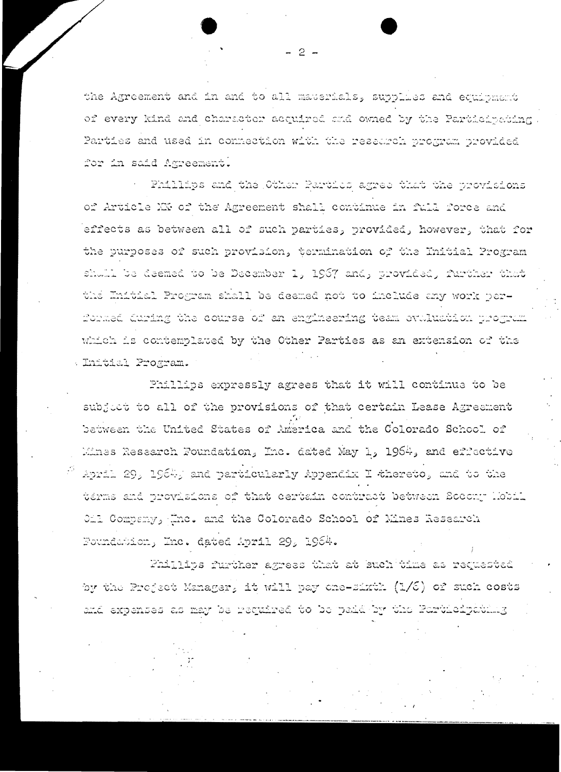the Agreement and in and to all materials, supplies and equipment of every kind and character acquired and owned by the Participating Parties and used in connection with the research program provided for in said Agreement.

Phillips and the Other Parties agree that the provisions of Article XX of the Agreement shall continue in full force and effects as between all of such parties, provided, however, that for the purposes of such provision, termination of the Initial Program shall be deemed to be December 1, 1967 and, provided, further that the Initial Program shall be deemed not to include any work performed during the course of an engineering team evaluation program which is contemplated by the Other Parties as an extension of the Initial Program.

Phillips expressly agrees that it will continue to be subject to all of the provisions of that certain Lease Agreement between the United States of America and the Colorado School of Mines Research Foundation, Inc. dated May 1, 1964, and effective April 29, 1964, and particularly Appendix I thereto, and to the terms and provisions of that certain contract between Socony Mobil Oil Company, Inc. and the Colorado School of Mines Research Foundation, Inc. dated April 29, 1964.

Phillips further agrees that at such time as requested by the Project Manager, it will pay one-sixth (1/6) of such costs and expenses as may be required to be paid by the Participating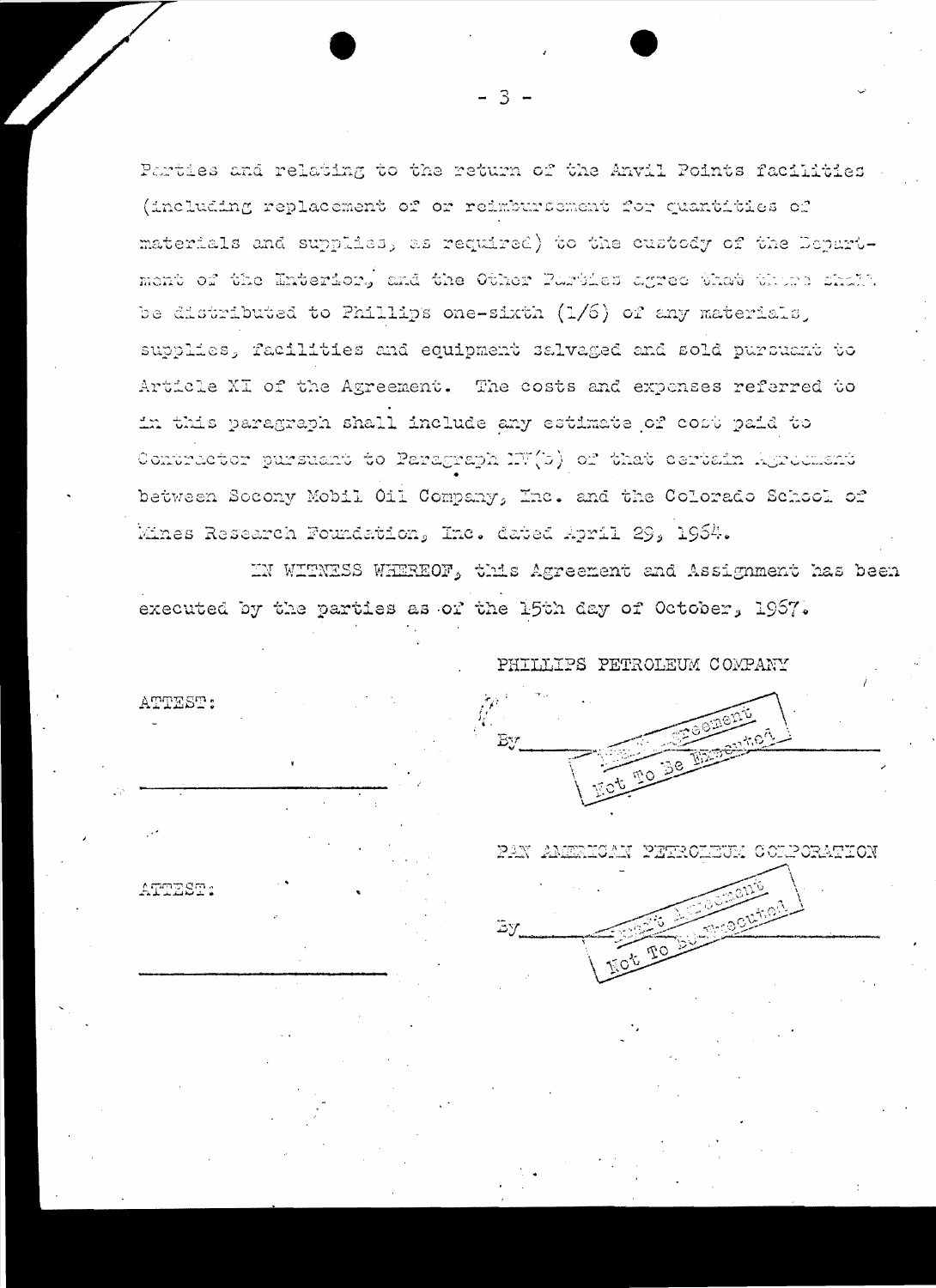Parties and relating to the return of the Anvil Points facilities (including replacement of or reimbursement for quantities of materials and supplies, as required) to the custody of the Department of the Interior, and the Other Parties agree that there shall be distributed to Phillips one-sixth (1/6) of any materials, supplies, facilities and equipment salvaged and sold pursuant to Article XI of the Agreement. The costs and expenses referred to in this paragraph shall include any estimate of cost paid to Contractor pursuant to Paragraph IV(b) of that certain Agreement between Socony Mobil Oil Company, Inc. and the Colorado School of Mines Research Foundation, Inc. dated April 29, 1964.

IN WITNESS WHEREOF, this Agreement and Assignment has been executed by the parties as of the 15th day of October, 1967.

PHILLIPS PETROLEUM COMPANY

ATTEST:

\_\_\_\_\_\_\_\_\_\_\_\_\_\_\_\_\_\_\_\_

By \_\_\_\_\_\_\_\_\_\_\_\_\_\_\_\_\_\_\_\_ [Stamp: Draft Agreement Not To Be Executed]

PAN AMERICAN PETROLEUM CORPORATION

ATTEST:

\_\_\_\_\_\_\_\_\_\_\_\_\_\_\_\_\_\_\_\_

By \_\_\_\_\_\_\_\_\_\_\_\_\_\_\_\_\_\_\_\_ [Stamp: Draft Agreement Not To Be Executed]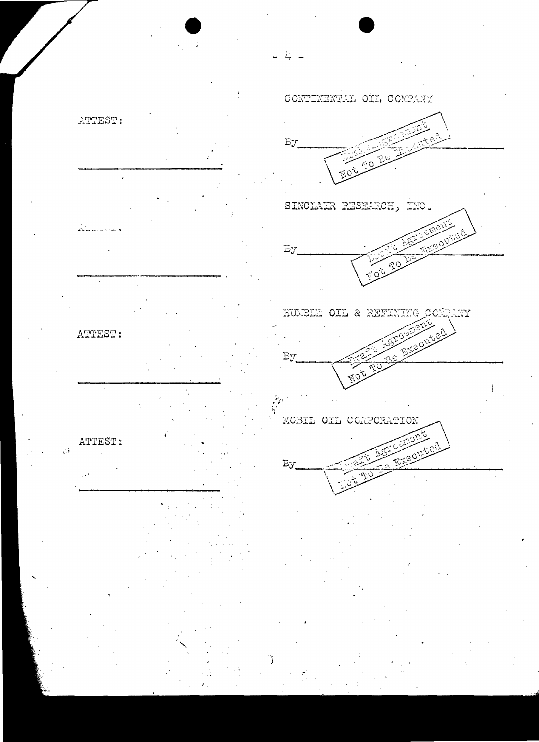CONTINENTAL OIL COMPANY

ATTEST:

By \_\_\_\_\_\_\_\_\_\_\_\_\_\_\_\_\_\_\_\_ Draft Agreement Not To Be Executed

\_\_\_\_\_\_\_\_\_\_\_\_\_\_\_\_\_\_\_\_

SINCLAIR RESEARCH, INC.

By \_\_\_\_\_\_\_\_\_\_\_\_\_\_\_\_\_\_\_\_ Draft Agreement Not To Be Executed

\_\_\_\_\_\_\_\_\_\_\_\_\_\_\_\_\_\_\_\_

HUMBLE OIL & REFINING COMPANY

ATTEST:

By \_\_\_\_\_\_\_\_\_\_\_\_\_\_\_\_\_\_\_\_ Draft Agreement Not To Be Executed

\_\_\_\_\_\_\_\_\_\_\_\_\_\_\_\_\_\_\_\_

MOBIL OIL CORPORATION

ATTEST:

By \_\_\_\_\_\_\_\_\_\_\_\_\_\_\_\_\_\_\_\_ Draft Agreement Not To Be Executed

\_\_\_\_\_\_\_\_\_\_\_\_\_\_\_\_\_\_\_\_